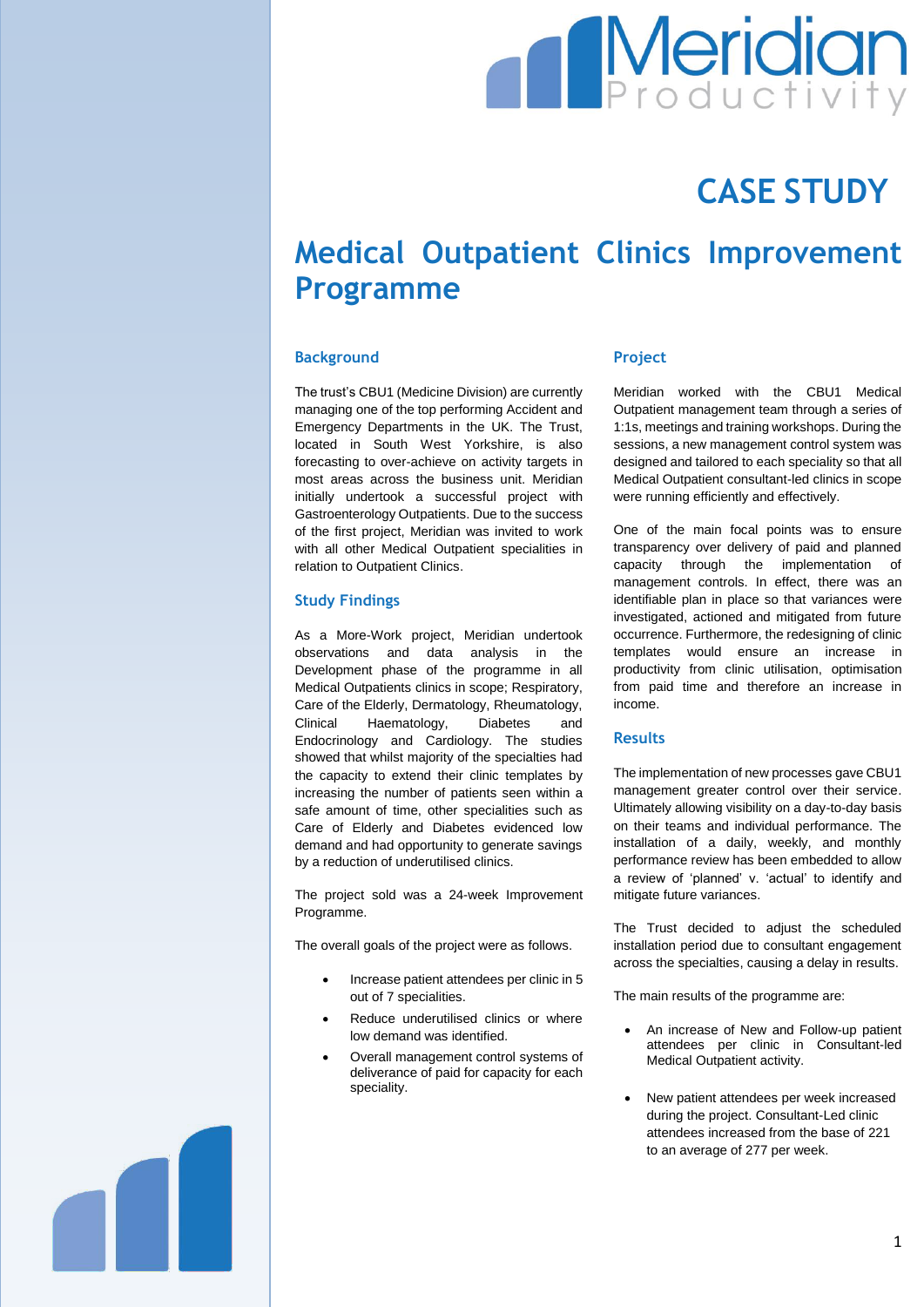# CASE STUDY

# Medical Outpatient Clinics Improvement Programme

## Background

The trust's CBU1 (Medicine Division) are currently managing one of the top performing Accident and Emergency Departments in the UK. The Trust, located in South West Yorkshire, is also forecasting to over-achieve on activity targets in most areas across the business unit. Meridian initially undertook a successful project with Gastroenterology Outpatients. Due to the success of the first project, Meridian was invited to work with all other Medical Outpatient specialities in relation to Outpatient Clinics.

## Study Findings

As a More-Work project, Meridian undertook observations and data analysis in the Development phase of the programme in all Medical Outpatients clinics in scope; Respiratory, Care of the Elderly, Dermatology, Rheumatology, Clinical Haematology, Diabetes and Endocrinology and Cardiology. The studies showed that whilst majority of the specialties had the capacity to extend their clinic templates by increasing the number of patients seen within a safe amount of time, other specialities such as Care of Elderly and Diabetes evidenced low demand and had opportunity to generate savings by a reduction of underutilised clinics.

The project sold was a 24-week Improvement Programme.

The overall goals of the project were as follows.

- Increase patient attendees per clinic in 5 out of 7 specialities.
- Reduce underutilised clinics or where low demand was identified.
- Overall management control systems of deliverance of paid for capacity for each speciality.

## Project

Meridian worked with the CBU1 Medical Outpatient management team through a series of 1:1s, meetings and training workshops. During the sessions, a new management control system was designed and tailored to each speciality so that all Medical Outpatient consultant-led clinics in scope were running efficiently and effectively.

One of the main focal points was to ensure transparency over delivery of paid and planned capacity through the implementation of management controls. In effect, there was an identifiable plan in place so that variances were investigated, actioned and mitigated from future occurrence. Furthermore, the redesigning of clinic templates would ensure an increase in productivity from clinic utilisation, optimisation from paid time and therefore an increase in income.

## Results

The implementation of new processes gave CBU1 management greater control over their service. Ultimately allowing visibility on a day-to-day basis on their teams and individual performance. The installation of a daily, weekly, and monthly performance review has been embedded to allow a review of 'planned' v. 'actual' to identify and mitigate future variances.

The Trust decided to adjust the scheduled installation period due to consultant engagement across the specialties, causing a delay in results.

The main results of the programme are:

- An increase of New and Follow-up patient attendees per clinic in Consultant-led Medical Outpatient activity.
- New patient attendees per week increased during the project. Consultant-Led clinic attendees increased from the base of 221 to an average of 277 per week.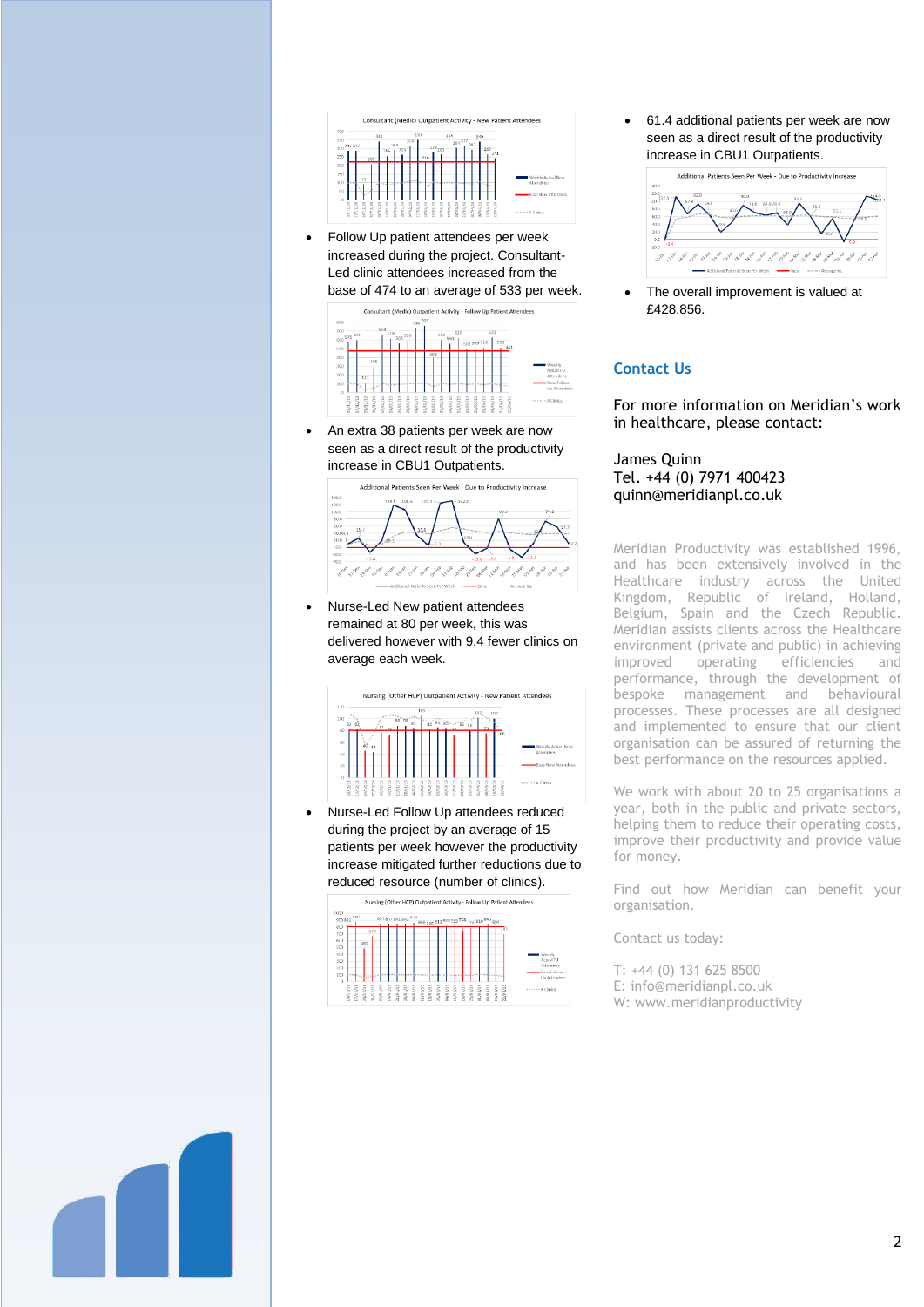Consultant (Medic) Outpatient Activity - New Patient Attendees

- Follow Up patient attendees per week increased during the project. Consultant-Led clinic attendees increased from the base of 474 to an average of 533 per week.

Consultant (Medic) Outpatient Activity - Follow Up Patient Attendees

- An extra 38 patients per week are now seen as a direct result of the productivity increase in CBU1 Outpatients.

Additional Patients Seen Per Week - Due to Productivity Increase

- Nurse-Led New patient attendees remained at 80 per week, this was delivered however with 9.4 fewer clinics on average each week.

Nursing (Other HCP) Outpatient Activity - New Patient Attendees

- Nurse-Led Follow Up attendees reduced during the project by an average of 15 patients per week however the productivity increase mitigated further reductions due to reduced resource (number of clinics).

Nursing (Other HCP) Outpatient Activity - Follow Up Patient Attendees

- 61.4 additional patients per week are now seen as a direct result of the productivity increase in CBU1 Outpatients.

Additional Patients Seen Per Week - Due to Productivity Increase

- The overall improvement is valued at £428,856.

## Contact Us

For more information on Meridian's work in healthcare, please contact:

James Quinn
Tel. +44 (0) 7971 400423
quinn@meridianpl.co.uk

Meridian Productivity was established 1996, and has been extensively involved in the Healthcare industry across the United Kingdom, Republic of Ireland, Holland, Belgium, Spain and the Czech Republic. Meridian assists clients across the Healthcare environment (private and public) in achieving improved operating efficiencies and performance, through the development of bespoke management and behavioural processes. These processes are all designed and implemented to ensure that our client organisation can be assured of returning the best performance on the resources applied.

We work with about 20 to 25 organisations a year, both in the public and private sectors, helping them to reduce their operating costs, improve their productivity and provide value for money.

Find out how Meridian can benefit your organisation.

Contact us today:

T: +44 (0) 131 625 8500
E: info@meridianpl.co.uk
W: www.meridianproductivity